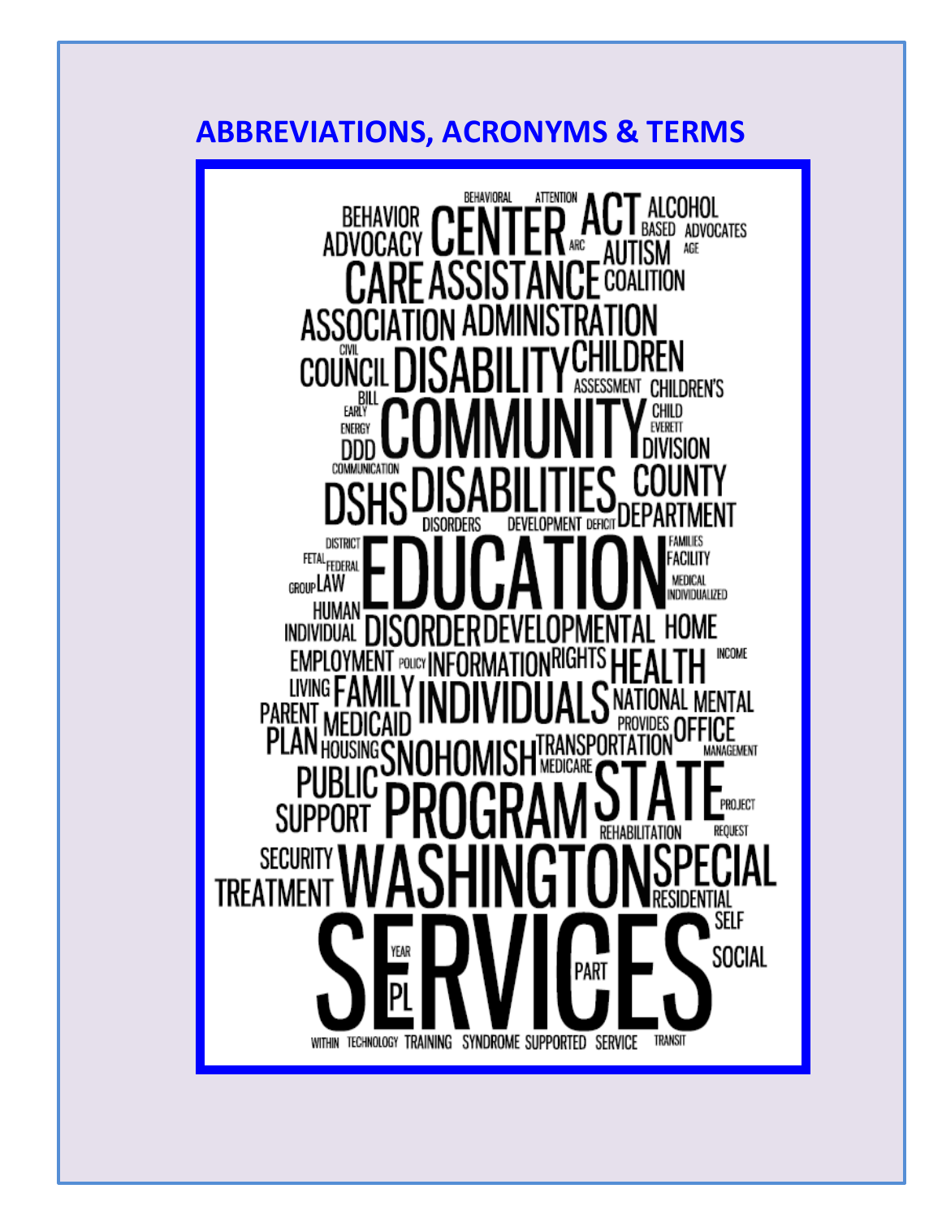# ABBREVIATIONS, ACRONYMS & TERMS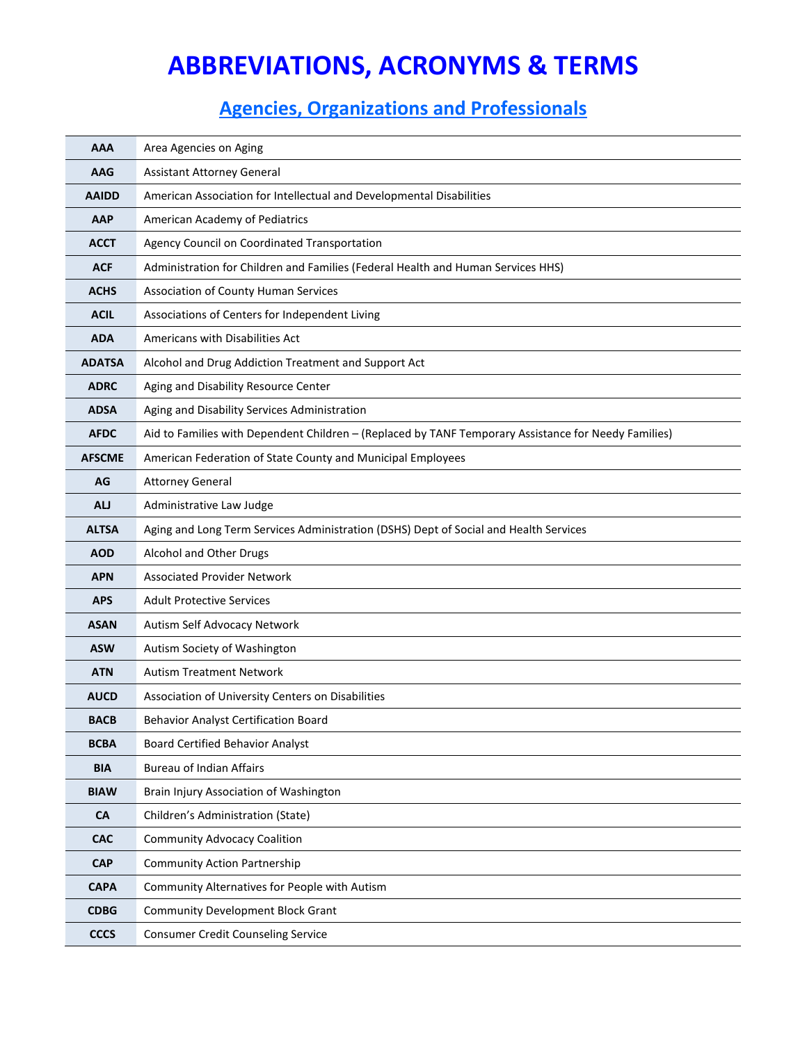# ABBREVIATIONS, ACRONYMS & TERMS

## Agencies, Organizations and Professionals

| | |
|---|---|
| **AAA** | Area Agencies on Aging |
| **AAG** | Assistant Attorney General |
| **AAIDD** | American Association for Intellectual and Developmental Disabilities |
| **AAP** | American Academy of Pediatrics |
| **ACCT** | Agency Council on Coordinated Transportation |
| **ACF** | Administration for Children and Families (Federal Health and Human Services HHS) |
| **ACHS** | Association of County Human Services |
| **ACIL** | Associations of Centers for Independent Living |
| **ADA** | Americans with Disabilities Act |
| **ADATSA** | Alcohol and Drug Addiction Treatment and Support Act |
| **ADRC** | Aging and Disability Resource Center |
| **ADSA** | Aging and Disability Services Administration |
| **AFDC** | Aid to Families with Dependent Children – (Replaced by TANF Temporary Assistance for Needy Families) |
| **AFSCME** | American Federation of State County and Municipal Employees |
| **AG** | Attorney General |
| **ALJ** | Administrative Law Judge |
| **ALTSA** | Aging and Long Term Services Administration (DSHS) Dept of Social and Health Services |
| **AOD** | Alcohol and Other Drugs |
| **APN** | Associated Provider Network |
| **APS** | Adult Protective Services |
| **ASAN** | Autism Self Advocacy Network |
| **ASW** | Autism Society of Washington |
| **ATN** | Autism Treatment Network |
| **AUCD** | Association of University Centers on Disabilities |
| **BACB** | Behavior Analyst Certification Board |
| **BCBA** | Board Certified Behavior Analyst |
| **BIA** | Bureau of Indian Affairs |
| **BIAW** | Brain Injury Association of Washington |
| **CA** | Children's Administration (State) |
| **CAC** | Community Advocacy Coalition |
| **CAP** | Community Action Partnership |
| **CAPA** | Community Alternatives for People with Autism |
| **CDBG** | Community Development Block Grant |
| **CCCS** | Consumer Credit Counseling Service |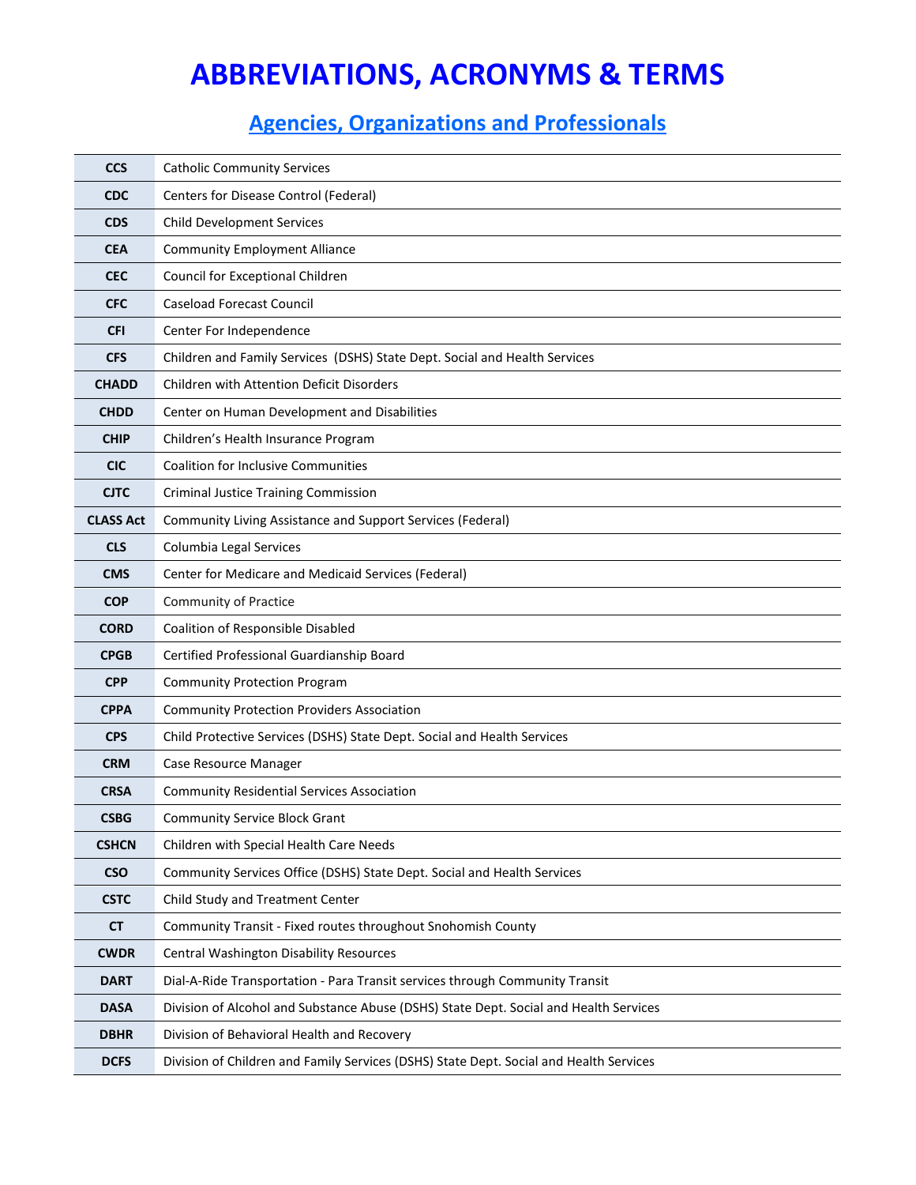# ABBREVIATIONS, ACRONYMS & TERMS

## Agencies, Organizations and Professionals

| | |
|---|---|
| **CCS** | Catholic Community Services |
| **CDC** | Centers for Disease Control (Federal) |
| **CDS** | Child Development Services |
| **CEA** | Community Employment Alliance |
| **CEC** | Council for Exceptional Children |
| **CFC** | Caseload Forecast Council |
| **CFI** | Center For Independence |
| **CFS** | Children and Family Services (DSHS) State Dept. Social and Health Services |
| **CHADD** | Children with Attention Deficit Disorders |
| **CHDD** | Center on Human Development and Disabilities |
| **CHIP** | Children's Health Insurance Program |
| **CIC** | Coalition for Inclusive Communities |
| **CJTC** | Criminal Justice Training Commission |
| **CLASS Act** | Community Living Assistance and Support Services (Federal) |
| **CLS** | Columbia Legal Services |
| **CMS** | Center for Medicare and Medicaid Services (Federal) |
| **COP** | Community of Practice |
| **CORD** | Coalition of Responsible Disabled |
| **CPGB** | Certified Professional Guardianship Board |
| **CPP** | Community Protection Program |
| **CPPA** | Community Protection Providers Association |
| **CPS** | Child Protective Services (DSHS) State Dept. Social and Health Services |
| **CRM** | Case Resource Manager |
| **CRSA** | Community Residential Services Association |
| **CSBG** | Community Service Block Grant |
| **CSHCN** | Children with Special Health Care Needs |
| **CSO** | Community Services Office (DSHS) State Dept. Social and Health Services |
| **CSTC** | Child Study and Treatment Center |
| **CT** | Community Transit - Fixed routes throughout Snohomish County |
| **CWDR** | Central Washington Disability Resources |
| **DART** | Dial-A-Ride Transportation - Para Transit services through Community Transit |
| **DASA** | Division of Alcohol and Substance Abuse (DSHS) State Dept. Social and Health Services |
| **DBHR** | Division of Behavioral Health and Recovery |
| **DCFS** | Division of Children and Family Services (DSHS) State Dept. Social and Health Services |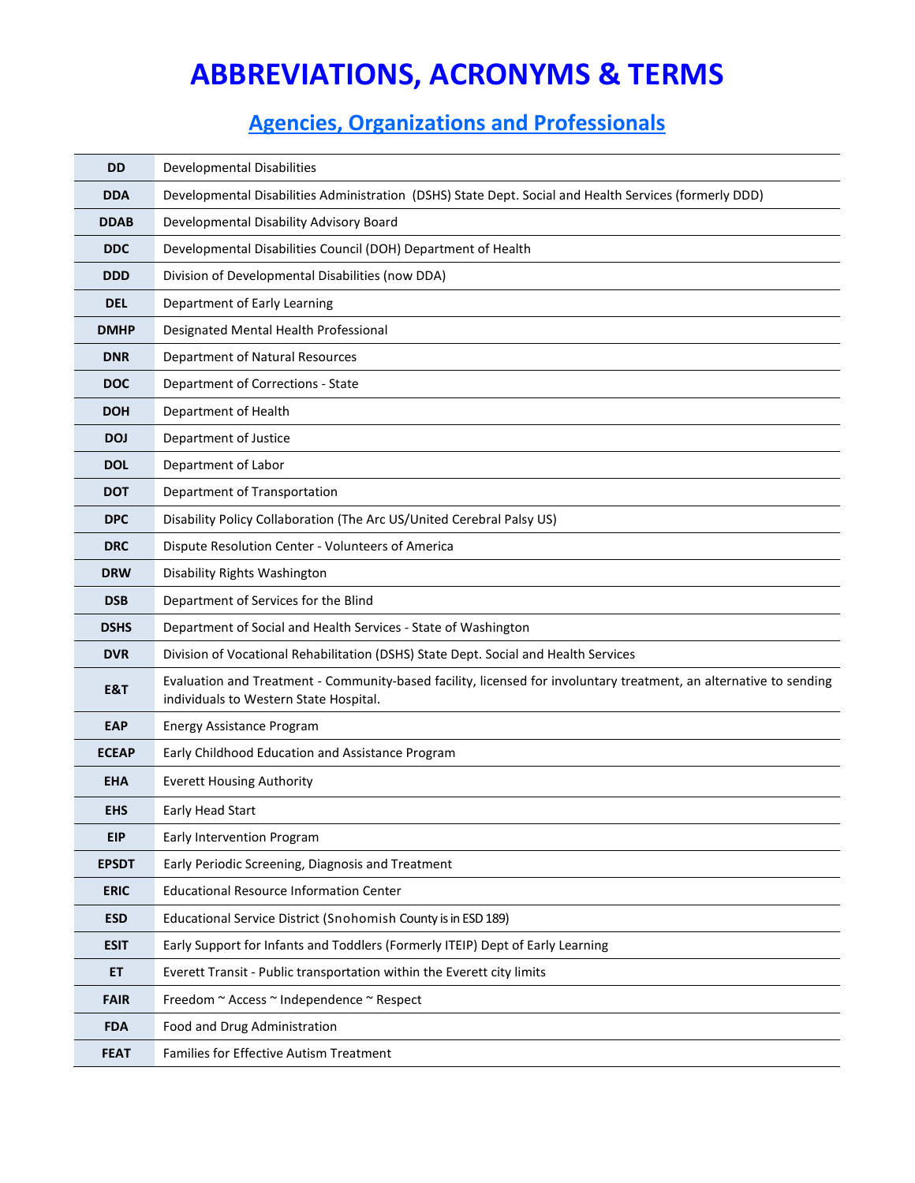# ABBREVIATIONS, ACRONYMS & TERMS

## Agencies, Organizations and Professionals

| | |
|---|---|
| **DD** | Developmental Disabilities |
| **DDA** | Developmental Disabilities Administration (DSHS) State Dept. Social and Health Services (formerly DDD) |
| **DDAB** | Developmental Disability Advisory Board |
| **DDC** | Developmental Disabilities Council (DOH) Department of Health |
| **DDD** | Division of Developmental Disabilities (now DDA) |
| **DEL** | Department of Early Learning |
| **DMHP** | Designated Mental Health Professional |
| **DNR** | Department of Natural Resources |
| **DOC** | Department of Corrections - State |
| **DOH** | Department of Health |
| **DOJ** | Department of Justice |
| **DOL** | Department of Labor |
| **DOT** | Department of Transportation |
| **DPC** | Disability Policy Collaboration (The Arc US/United Cerebral Palsy US) |
| **DRC** | Dispute Resolution Center - Volunteers of America |
| **DRW** | Disability Rights Washington |
| **DSB** | Department of Services for the Blind |
| **DSHS** | Department of Social and Health Services - State of Washington |
| **DVR** | Division of Vocational Rehabilitation (DSHS) State Dept. Social and Health Services |
| **E&T** | Evaluation and Treatment - Community-based facility, licensed for involuntary treatment, an alternative to sending individuals to Western State Hospital. |
| **EAP** | Energy Assistance Program |
| **ECEAP** | Early Childhood Education and Assistance Program |
| **EHA** | Everett Housing Authority |
| **EHS** | Early Head Start |
| **EIP** | Early Intervention Program |
| **EPSDT** | Early Periodic Screening, Diagnosis and Treatment |
| **ERIC** | Educational Resource Information Center |
| **ESD** | Educational Service District (Snohomish County is in ESD 189) |
| **ESIT** | Early Support for Infants and Toddlers (Formerly ITEIP) Dept of Early Learning |
| **ET** | Everett Transit - Public transportation within the Everett city limits |
| **FAIR** | Freedom ~ Access ~ Independence ~ Respect |
| **FDA** | Food and Drug Administration |
| **FEAT** | Families for Effective Autism Treatment |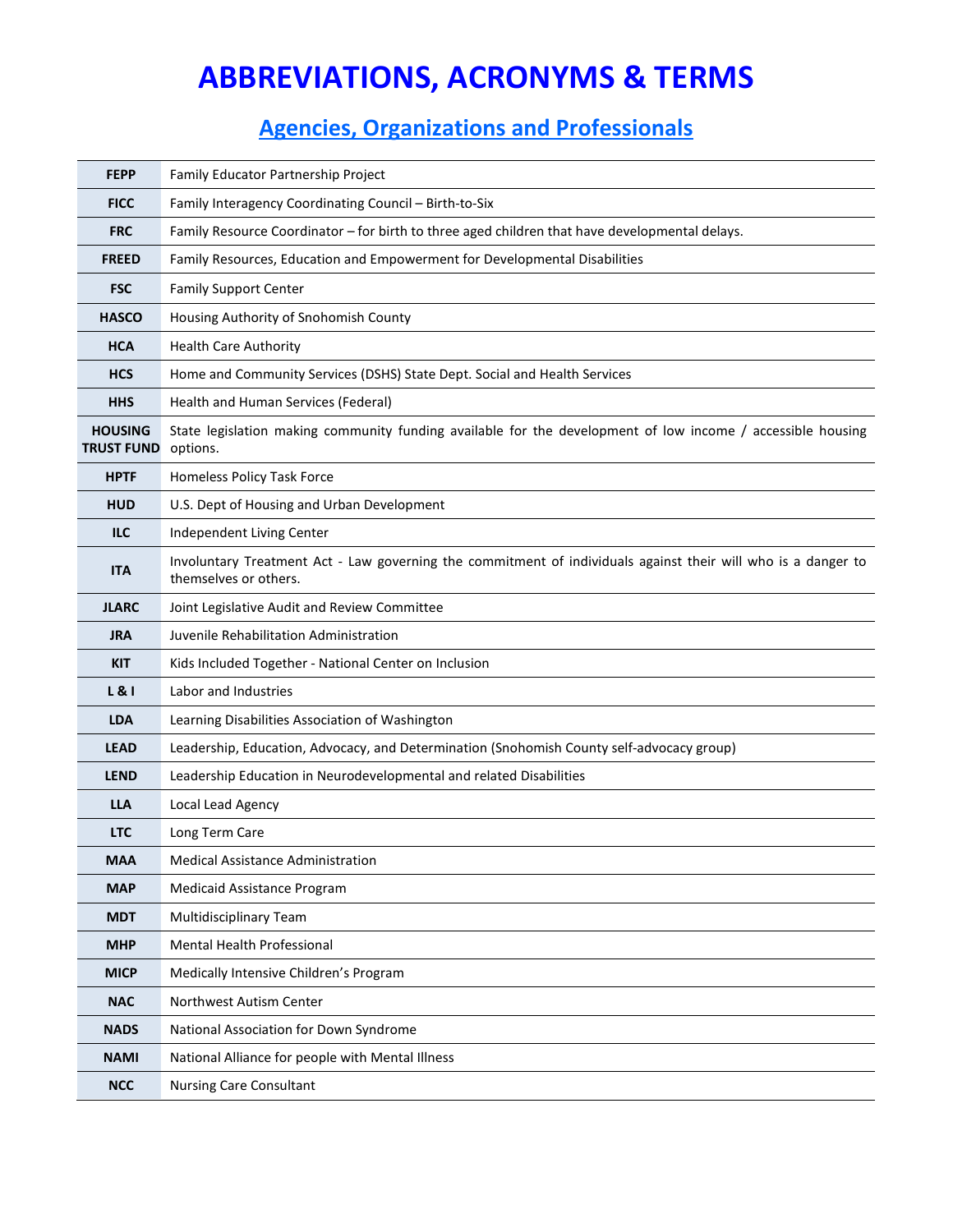# ABBREVIATIONS, ACRONYMS & TERMS

## Agencies, Organizations and Professionals

| | |
|---|---|
| **FEPP** | Family Educator Partnership Project |
| **FICC** | Family Interagency Coordinating Council – Birth-to-Six |
| **FRC** | Family Resource Coordinator – for birth to three aged children that have developmental delays. |
| **FREED** | Family Resources, Education and Empowerment for Developmental Disabilities |
| **FSC** | Family Support Center |
| **HASCO** | Housing Authority of Snohomish County |
| **HCA** | Health Care Authority |
| **HCS** | Home and Community Services (DSHS) State Dept. Social and Health Services |
| **HHS** | Health and Human Services (Federal) |
| **HOUSING TRUST FUND** | State legislation making community funding available for the development of low income / accessible housing options. |
| **HPTF** | Homeless Policy Task Force |
| **HUD** | U.S. Dept of Housing and Urban Development |
| **ILC** | Independent Living Center |
| **ITA** | Involuntary Treatment Act - Law governing the commitment of individuals against their will who is a danger to themselves or others. |
| **JLARC** | Joint Legislative Audit and Review Committee |
| **JRA** | Juvenile Rehabilitation Administration |
| **KIT** | Kids Included Together - National Center on Inclusion |
| **L & I** | Labor and Industries |
| **LDA** | Learning Disabilities Association of Washington |
| **LEAD** | Leadership, Education, Advocacy, and Determination (Snohomish County self-advocacy group) |
| **LEND** | Leadership Education in Neurodevelopmental and related Disabilities |
| **LLA** | Local Lead Agency |
| **LTC** | Long Term Care |
| **MAA** | Medical Assistance Administration |
| **MAP** | Medicaid Assistance Program |
| **MDT** | Multidisciplinary Team |
| **MHP** | Mental Health Professional |
| **MICP** | Medically Intensive Children's Program |
| **NAC** | Northwest Autism Center |
| **NADS** | National Association for Down Syndrome |
| **NAMI** | National Alliance for people with Mental Illness |
| **NCC** | Nursing Care Consultant |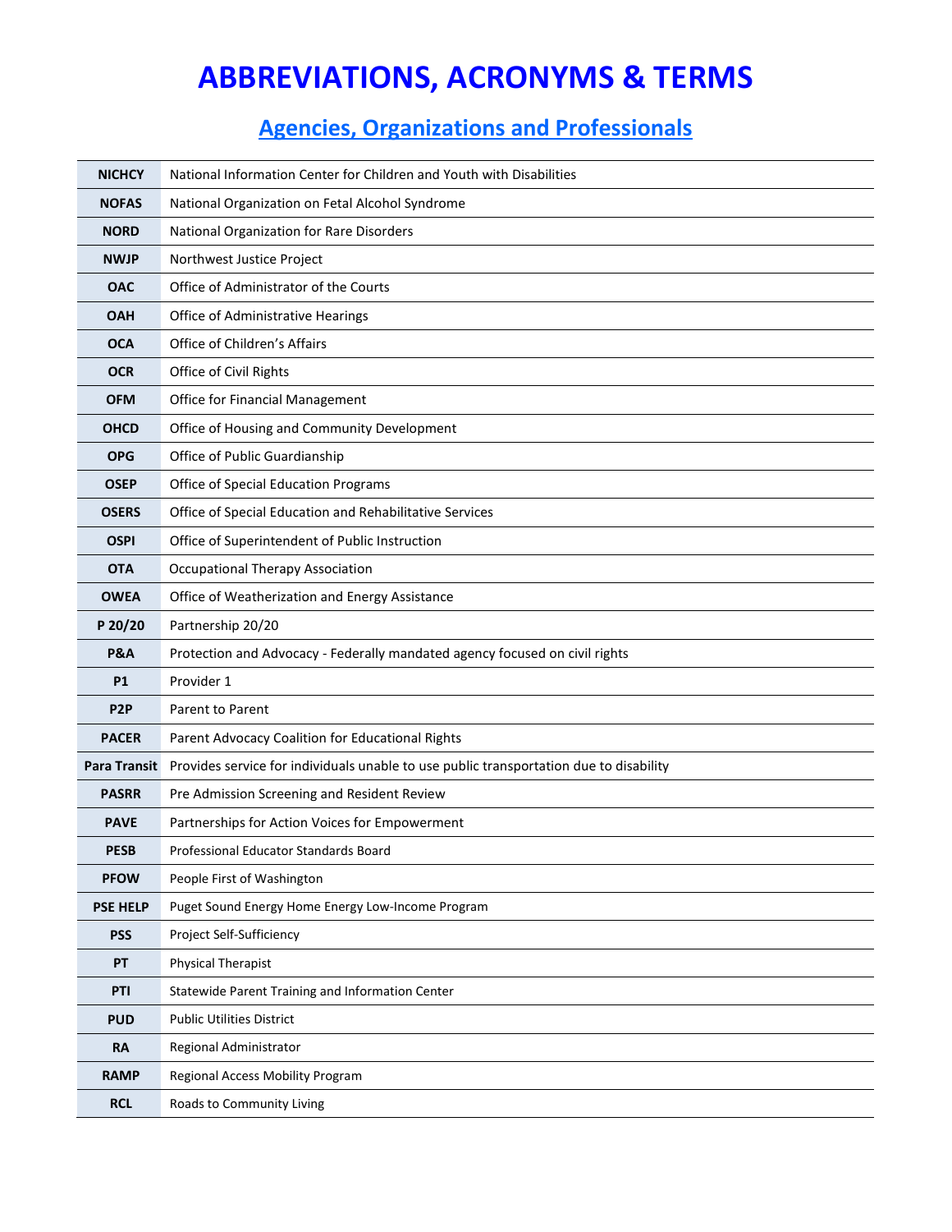# ABBREVIATIONS, ACRONYMS & TERMS

## Agencies, Organizations and Professionals

| | |
|---|---|
| **NICHCY** | National Information Center for Children and Youth with Disabilities |
| **NOFAS** | National Organization on Fetal Alcohol Syndrome |
| **NORD** | National Organization for Rare Disorders |
| **NWJP** | Northwest Justice Project |
| **OAC** | Office of Administrator of the Courts |
| **OAH** | Office of Administrative Hearings |
| **OCA** | Office of Children's Affairs |
| **OCR** | Office of Civil Rights |
| **OFM** | Office for Financial Management |
| **OHCD** | Office of Housing and Community Development |
| **OPG** | Office of Public Guardianship |
| **OSEP** | Office of Special Education Programs |
| **OSERS** | Office of Special Education and Rehabilitative Services |
| **OSPI** | Office of Superintendent of Public Instruction |
| **OTA** | Occupational Therapy Association |
| **OWEA** | Office of Weatherization and Energy Assistance |
| **P 20/20** | Partnership 20/20 |
| **P&A** | Protection and Advocacy - Federally mandated agency focused on civil rights |
| **P1** | Provider 1 |
| **P2P** | Parent to Parent |
| **PACER** | Parent Advocacy Coalition for Educational Rights |
| **Para Transit** | Provides service for individuals unable to use public transportation due to disability |
| **PASRR** | Pre Admission Screening and Resident Review |
| **PAVE** | Partnerships for Action Voices for Empowerment |
| **PESB** | Professional Educator Standards Board |
| **PFOW** | People First of Washington |
| **PSE HELP** | Puget Sound Energy Home Energy Low-Income Program |
| **PSS** | Project Self-Sufficiency |
| **PT** | Physical Therapist |
| **PTI** | Statewide Parent Training and Information Center |
| **PUD** | Public Utilities District |
| **RA** | Regional Administrator |
| **RAMP** | Regional Access Mobility Program |
| **RCL** | Roads to Community Living |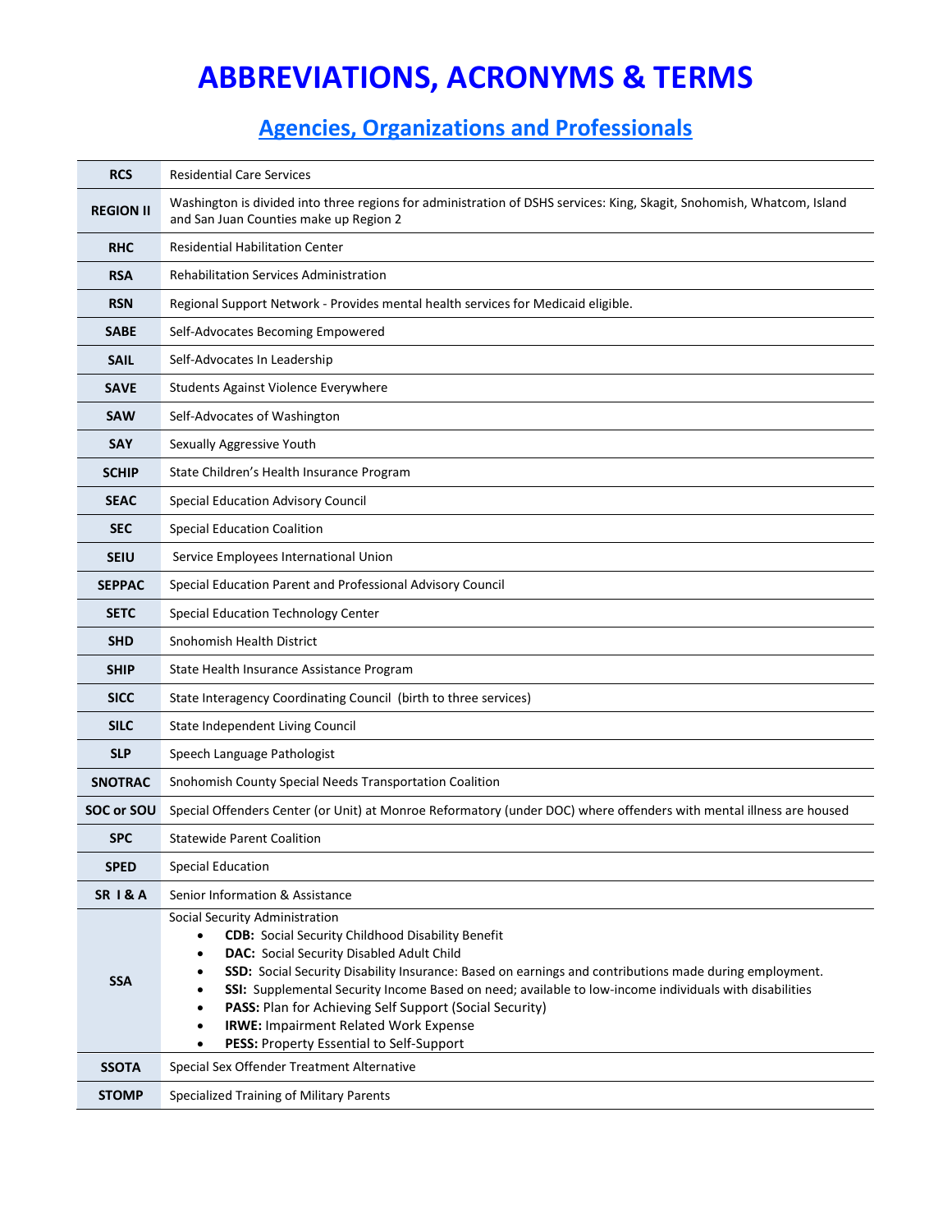# ABBREVIATIONS, ACRONYMS & TERMS

## Agencies, Organizations and Professionals

| | |
|---|---|
| **RCS** | Residential Care Services |
| **REGION II** | Washington is divided into three regions for administration of DSHS services: King, Skagit, Snohomish, Whatcom, Island and San Juan Counties make up Region 2 |
| **RHC** | Residential Habilitation Center |
| **RSA** | Rehabilitation Services Administration |
| **RSN** | Regional Support Network - Provides mental health services for Medicaid eligible. |
| **SABE** | Self-Advocates Becoming Empowered |
| **SAIL** | Self-Advocates In Leadership |
| **SAVE** | Students Against Violence Everywhere |
| **SAW** | Self-Advocates of Washington |
| **SAY** | Sexually Aggressive Youth |
| **SCHIP** | State Children's Health Insurance Program |
| **SEAC** | Special Education Advisory Council |
| **SEC** | Special Education Coalition |
| **SEIU** | Service Employees International Union |
| **SEPPAC** | Special Education Parent and Professional Advisory Council |
| **SETC** | Special Education Technology Center |
| **SHD** | Snohomish Health District |
| **SHIP** | State Health Insurance Assistance Program |
| **SICC** | State Interagency Coordinating Council (birth to three services) |
| **SILC** | State Independent Living Council |
| **SLP** | Speech Language Pathologist |
| **SNOTRAC** | Snohomish County Special Needs Transportation Coalition |
| **SOC or SOU** | Special Offenders Center (or Unit) at Monroe Reformatory (under DOC) where offenders with mental illness are housed |
| **SPC** | Statewide Parent Coalition |
| **SPED** | Special Education |
| **SR I & A** | Senior Information & Assistance |
| **SSA** | Social Security Administration<br>• **CDB:** Social Security Childhood Disability Benefit<br>• **DAC:** Social Security Disabled Adult Child<br>• **SSD:** Social Security Disability Insurance: Based on earnings and contributions made during employment.<br>• **SSI:** Supplemental Security Income Based on need; available to low-income individuals with disabilities<br>• **PASS:** Plan for Achieving Self Support (Social Security)<br>• **IRWE:** Impairment Related Work Expense<br>• **PESS:** Property Essential to Self-Support |
| **SSOTA** | Special Sex Offender Treatment Alternative |
| **STOMP** | Specialized Training of Military Parents |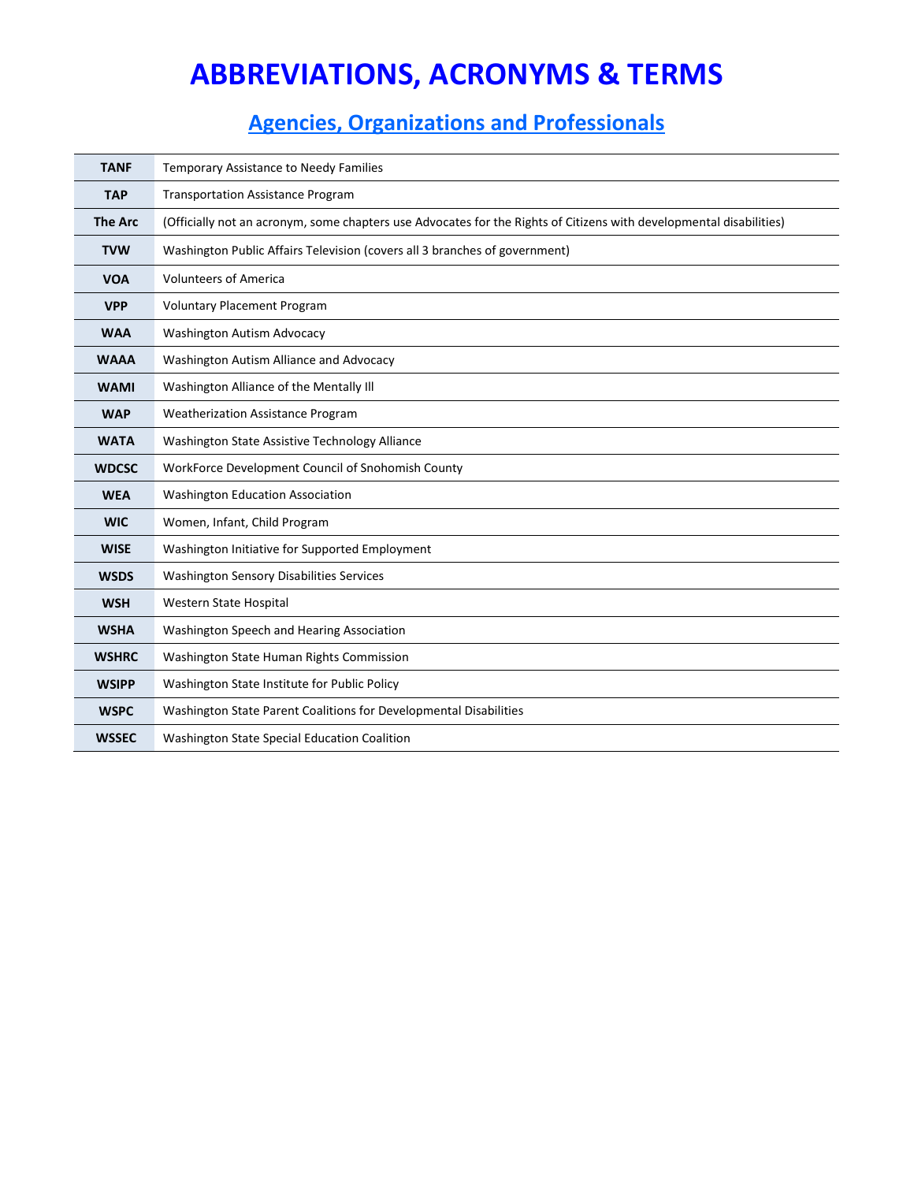# ABBREVIATIONS, ACRONYMS & TERMS

## Agencies, Organizations and Professionals

| | |
|---|---|
| **TANF** | Temporary Assistance to Needy Families |
| **TAP** | Transportation Assistance Program |
| **The Arc** | (Officially not an acronym, some chapters use Advocates for the Rights of Citizens with developmental disabilities) |
| **TVW** | Washington Public Affairs Television (covers all 3 branches of government) |
| **VOA** | Volunteers of America |
| **VPP** | Voluntary Placement Program |
| **WAA** | Washington Autism Advocacy |
| **WAAA** | Washington Autism Alliance and Advocacy |
| **WAMI** | Washington Alliance of the Mentally Ill |
| **WAP** | Weatherization Assistance Program |
| **WATA** | Washington State Assistive Technology Alliance |
| **WDCSC** | WorkForce Development Council of Snohomish County |
| **WEA** | Washington Education Association |
| **WIC** | Women, Infant, Child Program |
| **WISE** | Washington Initiative for Supported Employment |
| **WSDS** | Washington Sensory Disabilities Services |
| **WSH** | Western State Hospital |
| **WSHA** | Washington Speech and Hearing Association |
| **WSHRC** | Washington State Human Rights Commission |
| **WSIPP** | Washington State Institute for Public Policy |
| **WSPC** | Washington State Parent Coalitions for Developmental Disabilities |
| **WSSEC** | Washington State Special Education Coalition |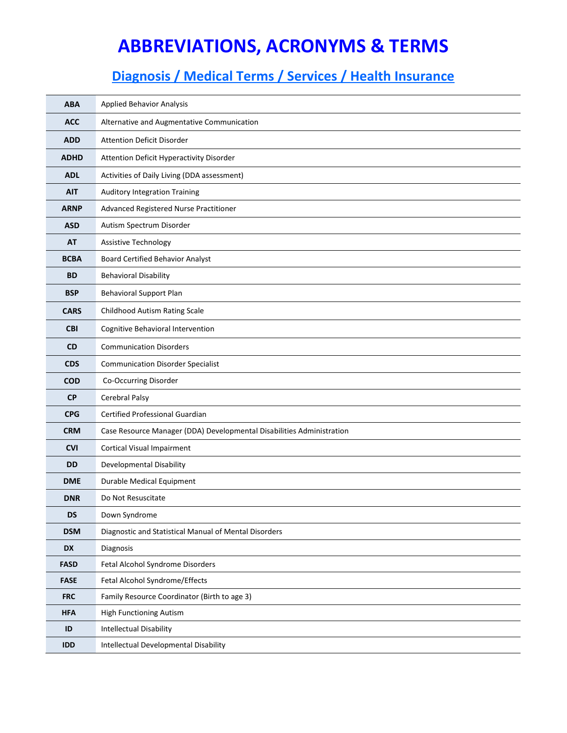# ABBREVIATIONS, ACRONYMS & TERMS

## Diagnosis / Medical Terms / Services / Health Insurance

| | |
|---|---|
| **ABA** | Applied Behavior Analysis |
| **ACC** | Alternative and Augmentative Communication |
| **ADD** | Attention Deficit Disorder |
| **ADHD** | Attention Deficit Hyperactivity Disorder |
| **ADL** | Activities of Daily Living (DDA assessment) |
| **AIT** | Auditory Integration Training |
| **ARNP** | Advanced Registered Nurse Practitioner |
| **ASD** | Autism Spectrum Disorder |
| **AT** | Assistive Technology |
| **BCBA** | Board Certified Behavior Analyst |
| **BD** | Behavioral Disability |
| **BSP** | Behavioral Support Plan |
| **CARS** | Childhood Autism Rating Scale |
| **CBI** | Cognitive Behavioral Intervention |
| **CD** | Communication Disorders |
| **CDS** | Communication Disorder Specialist |
| **COD** | Co-Occurring Disorder |
| **CP** | Cerebral Palsy |
| **CPG** | Certified Professional Guardian |
| **CRM** | Case Resource Manager (DDA) Developmental Disabilities Administration |
| **CVI** | Cortical Visual Impairment |
| **DD** | Developmental Disability |
| **DME** | Durable Medical Equipment |
| **DNR** | Do Not Resuscitate |
| **DS** | Down Syndrome |
| **DSM** | Diagnostic and Statistical Manual of Mental Disorders |
| **DX** | Diagnosis |
| **FASD** | Fetal Alcohol Syndrome Disorders |
| **FASE** | Fetal Alcohol Syndrome/Effects |
| **FRC** | Family Resource Coordinator (Birth to age 3) |
| **HFA** | High Functioning Autism |
| **ID** | Intellectual Disability |
| **IDD** | Intellectual Developmental Disability |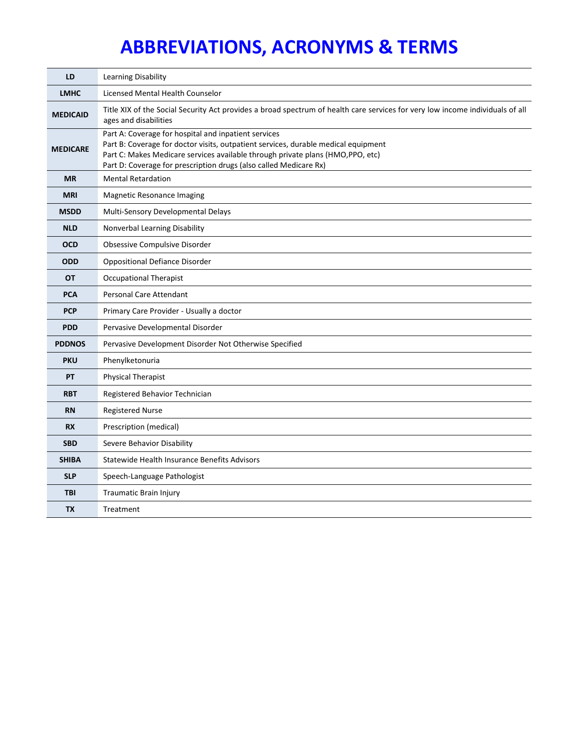# ABBREVIATIONS, ACRONYMS & TERMS

| | |
|---|---|
| **LD** | Learning Disability |
| **LMHC** | Licensed Mental Health Counselor |
| **MEDICAID** | Title XIX of the Social Security Act provides a broad spectrum of health care services for very low income individuals of all ages and disabilities |
| **MEDICARE** | Part A: Coverage for hospital and inpatient services<br>Part B: Coverage for doctor visits, outpatient services, durable medical equipment<br>Part C: Makes Medicare services available through private plans (HMO,PPO, etc)<br>Part D: Coverage for prescription drugs (also called Medicare Rx) |
| **MR** | Mental Retardation |
| **MRI** | Magnetic Resonance Imaging |
| **MSDD** | Multi-Sensory Developmental Delays |
| **NLD** | Nonverbal Learning Disability |
| **OCD** | Obsessive Compulsive Disorder |
| **ODD** | Oppositional Defiance Disorder |
| **OT** | Occupational Therapist |
| **PCA** | Personal Care Attendant |
| **PCP** | Primary Care Provider - Usually a doctor |
| **PDD** | Pervasive Developmental Disorder |
| **PDDNOS** | Pervasive Development Disorder Not Otherwise Specified |
| **PKU** | Phenylketonuria |
| **PT** | Physical Therapist |
| **RBT** | Registered Behavior Technician |
| **RN** | Registered Nurse |
| **RX** | Prescription (medical) |
| **SBD** | Severe Behavior Disability |
| **SHIBA** | Statewide Health Insurance Benefits Advisors |
| **SLP** | Speech-Language Pathologist |
| **TBI** | Traumatic Brain Injury |
| **TX** | Treatment |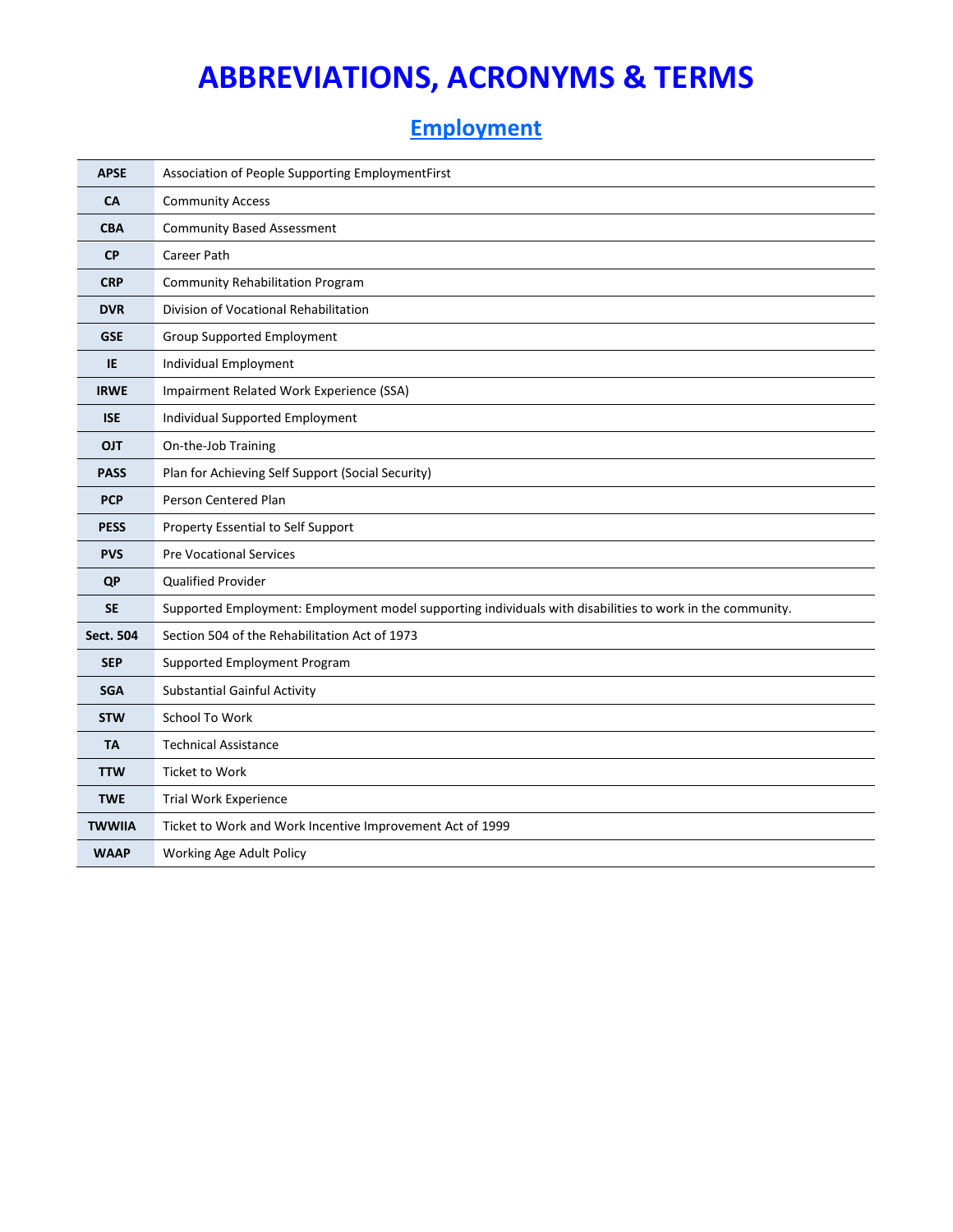# ABBREVIATIONS, ACRONYMS & TERMS

## Employment

| | |
|---|---|
| **APSE** | Association of People Supporting EmploymentFirst |
| **CA** | Community Access |
| **CBA** | Community Based Assessment |
| **CP** | Career Path |
| **CRP** | Community Rehabilitation Program |
| **DVR** | Division of Vocational Rehabilitation |
| **GSE** | Group Supported Employment |
| **IE** | Individual Employment |
| **IRWE** | Impairment Related Work Experience (SSA) |
| **ISE** | Individual Supported Employment |
| **OJT** | On-the-Job Training |
| **PASS** | Plan for Achieving Self Support (Social Security) |
| **PCP** | Person Centered Plan |
| **PESS** | Property Essential to Self Support |
| **PVS** | Pre Vocational Services |
| **QP** | Qualified Provider |
| **SE** | Supported Employment: Employment model supporting individuals with disabilities to work in the community. |
| **Sect. 504** | Section 504 of the Rehabilitation Act of 1973 |
| **SEP** | Supported Employment Program |
| **SGA** | Substantial Gainful Activity |
| **STW** | School To Work |
| **TA** | Technical Assistance |
| **TTW** | Ticket to Work |
| **TWE** | Trial Work Experience |
| **TWWIIA** | Ticket to Work and Work Incentive Improvement Act of 1999 |
| **WAAP** | Working Age Adult Policy |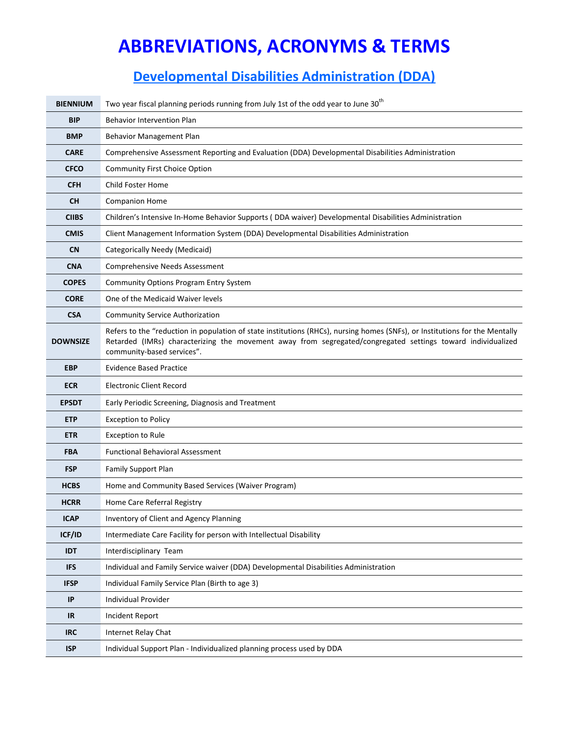# ABBREVIATIONS, ACRONYMS & TERMS

## Developmental Disabilities Administration (DDA)

| | |
|---|---|
| **BIENNIUM** | Two year fiscal planning periods running from July 1st of the odd year to June 30th |
| **BIP** | Behavior Intervention Plan |
| **BMP** | Behavior Management Plan |
| **CARE** | Comprehensive Assessment Reporting and Evaluation (DDA) Developmental Disabilities Administration |
| **CFCO** | Community First Choice Option |
| **CFH** | Child Foster Home |
| **CH** | Companion Home |
| **CIIBS** | Children's Intensive In-Home Behavior Supports ( DDA waiver) Developmental Disabilities Administration |
| **CMIS** | Client Management Information System (DDA) Developmental Disabilities Administration |
| **CN** | Categorically Needy (Medicaid) |
| **CNA** | Comprehensive Needs Assessment |
| **COPES** | Community Options Program Entry System |
| **CORE** | One of the Medicaid Waiver levels |
| **CSA** | Community Service Authorization |
| **DOWNSIZE** | Refers to the "reduction in population of state institutions (RHCs), nursing homes (SNFs), or Institutions for the Mentally Retarded (IMRs) characterizing the movement away from segregated/congregated settings toward individualized community-based services". |
| **EBP** | Evidence Based Practice |
| **ECR** | Electronic Client Record |
| **EPSDT** | Early Periodic Screening, Diagnosis and Treatment |
| **ETP** | Exception to Policy |
| **ETR** | Exception to Rule |
| **FBA** | Functional Behavioral Assessment |
| **FSP** | Family Support Plan |
| **HCBS** | Home and Community Based Services (Waiver Program) |
| **HCRR** | Home Care Referral Registry |
| **ICAP** | Inventory of Client and Agency Planning |
| **ICF/ID** | Intermediate Care Facility for person with Intellectual Disability |
| **IDT** | Interdisciplinary Team |
| **IFS** | Individual and Family Service waiver (DDA) Developmental Disabilities Administration |
| **IFSP** | Individual Family Service Plan (Birth to age 3) |
| **IP** | Individual Provider |
| **IR** | Incident Report |
| **IRC** | Internet Relay Chat |
| **ISP** | Individual Support Plan - Individualized planning process used by DDA |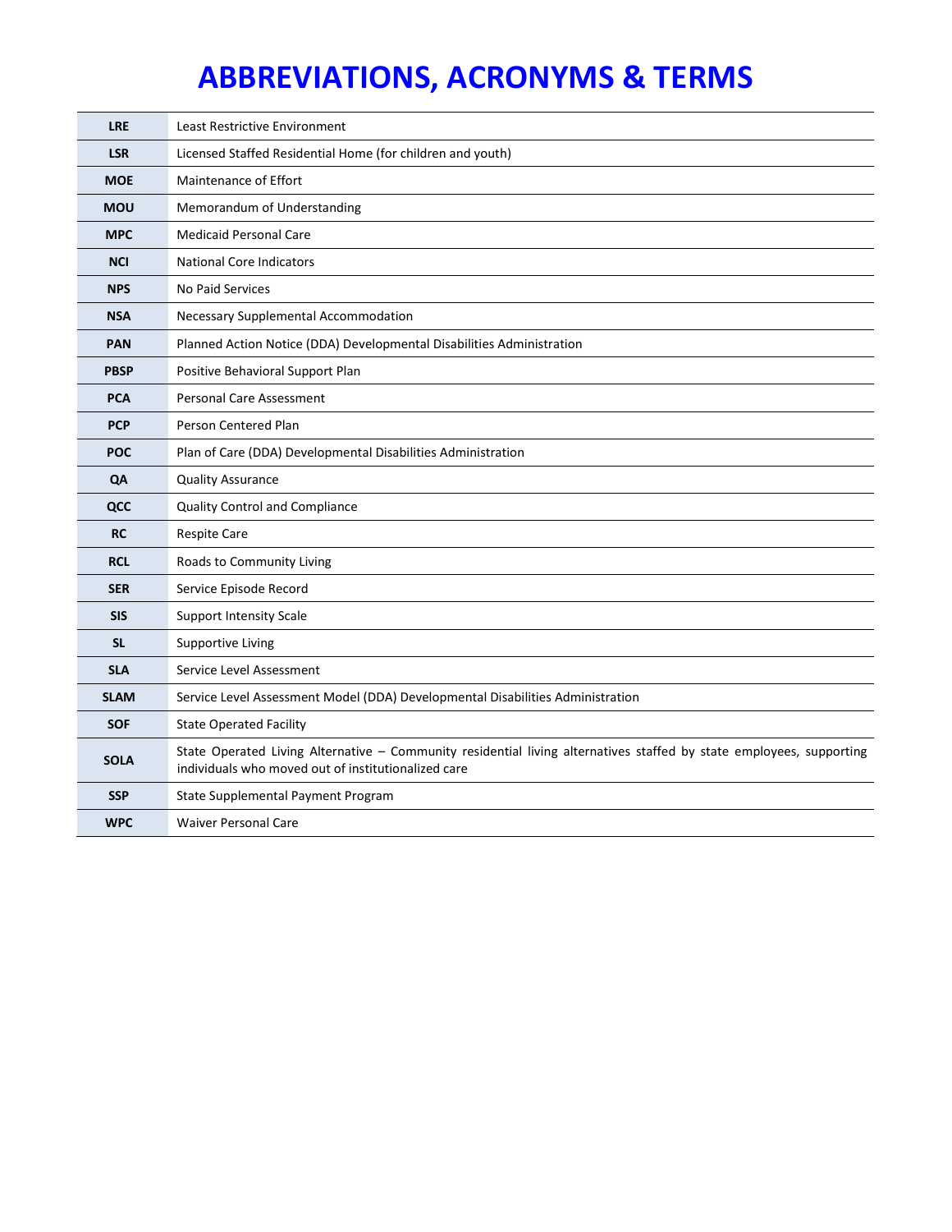# ABBREVIATIONS, ACRONYMS & TERMS

| | |
|---|---|
| **LRE** | Least Restrictive Environment |
| **LSR** | Licensed Staffed Residential Home (for children and youth) |
| **MOE** | Maintenance of Effort |
| **MOU** | Memorandum of Understanding |
| **MPC** | Medicaid Personal Care |
| **NCI** | National Core Indicators |
| **NPS** | No Paid Services |
| **NSA** | Necessary Supplemental Accommodation |
| **PAN** | Planned Action Notice (DDA) Developmental Disabilities Administration |
| **PBSP** | Positive Behavioral Support Plan |
| **PCA** | Personal Care Assessment |
| **PCP** | Person Centered Plan |
| **POC** | Plan of Care (DDA) Developmental Disabilities Administration |
| **QA** | Quality Assurance |
| **QCC** | Quality Control and Compliance |
| **RC** | Respite Care |
| **RCL** | Roads to Community Living |
| **SER** | Service Episode Record |
| **SIS** | Support Intensity Scale |
| **SL** | Supportive Living |
| **SLA** | Service Level Assessment |
| **SLAM** | Service Level Assessment Model (DDA) Developmental Disabilities Administration |
| **SOF** | State Operated Facility |
| **SOLA** | State Operated Living Alternative – Community residential living alternatives staffed by state employees, supporting individuals who moved out of institutionalized care |
| **SSP** | State Supplemental Payment Program |
| **WPC** | Waiver Personal Care |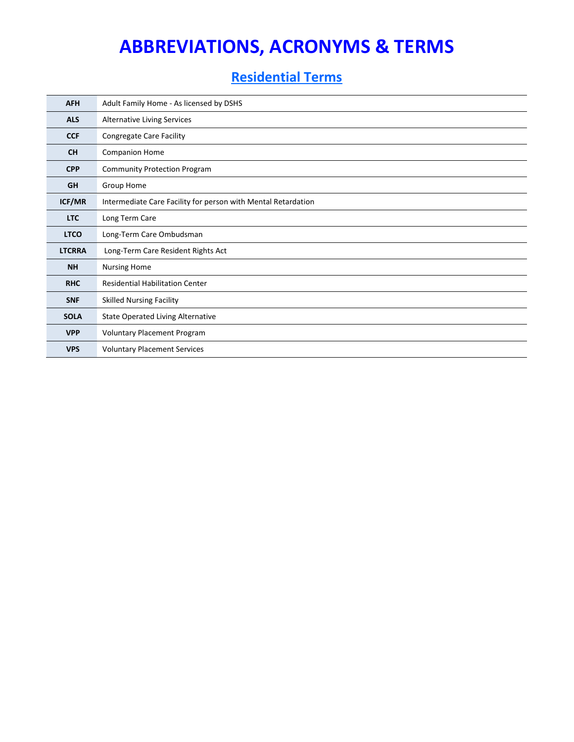# ABBREVIATIONS, ACRONYMS & TERMS

## Residential Terms

| | |
|---|---|
| **AFH** | Adult Family Home - As licensed by DSHS |
| **ALS** | Alternative Living Services |
| **CCF** | Congregate Care Facility |
| **CH** | Companion Home |
| **CPP** | Community Protection Program |
| **GH** | Group Home |
| **ICF/MR** | Intermediate Care Facility for person with Mental Retardation |
| **LTC** | Long Term Care |
| **LTCO** | Long-Term Care Ombudsman |
| **LTCRRA** | Long-Term Care Resident Rights Act |
| **NH** | Nursing Home |
| **RHC** | Residential Habilitation Center |
| **SNF** | Skilled Nursing Facility |
| **SOLA** | State Operated Living Alternative |
| **VPP** | Voluntary Placement Program |
| **VPS** | Voluntary Placement Services |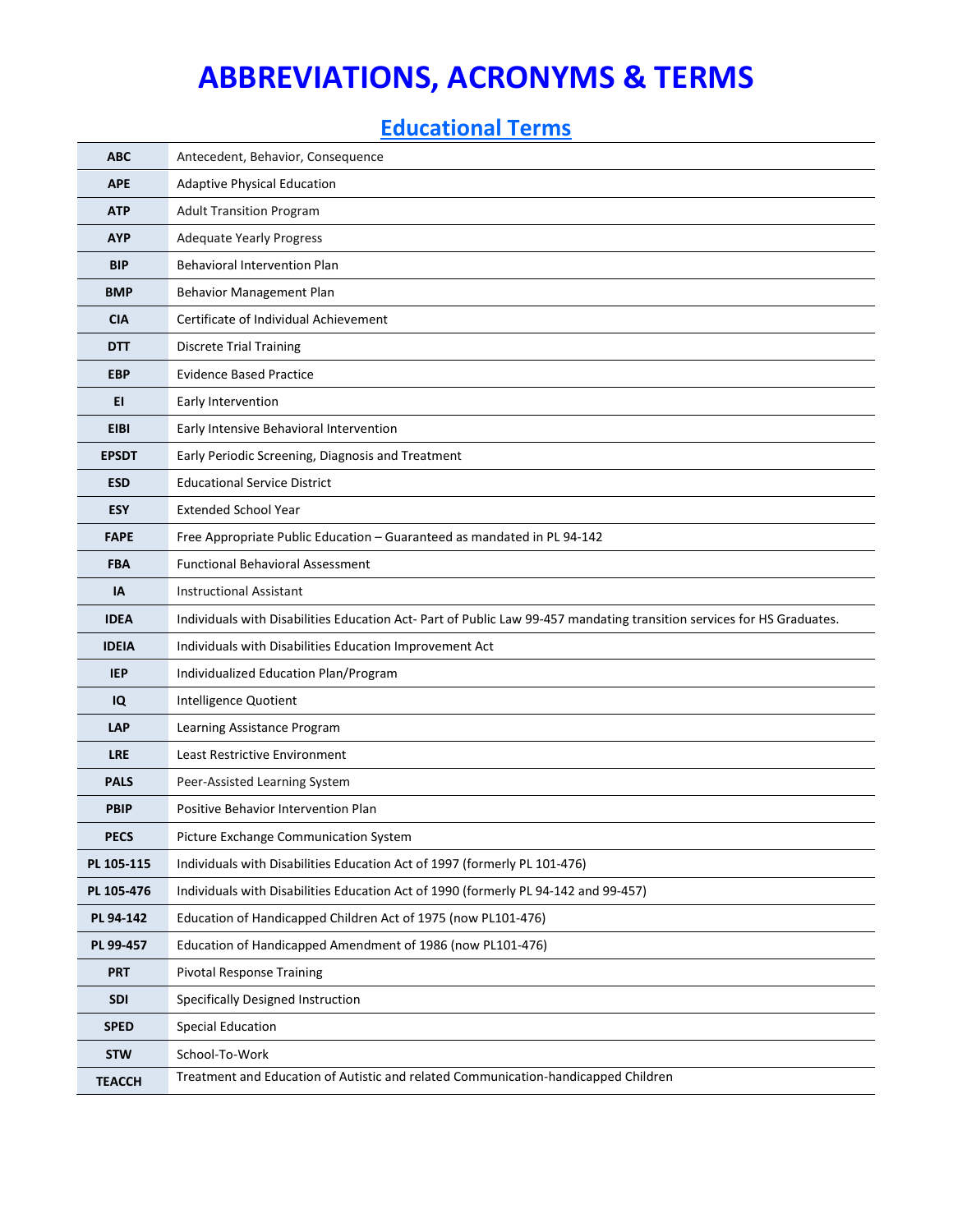# ABBREVIATIONS, ACRONYMS & TERMS

## Educational Terms

| | |
|---|---|
| **ABC** | Antecedent, Behavior, Consequence |
| **APE** | Adaptive Physical Education |
| **ATP** | Adult Transition Program |
| **AYP** | Adequate Yearly Progress |
| **BIP** | Behavioral Intervention Plan |
| **BMP** | Behavior Management Plan |
| **CIA** | Certificate of Individual Achievement |
| **DTT** | Discrete Trial Training |
| **EBP** | Evidence Based Practice |
| **EI** | Early Intervention |
| **EIBI** | Early Intensive Behavioral Intervention |
| **EPSDT** | Early Periodic Screening, Diagnosis and Treatment |
| **ESD** | Educational Service District |
| **ESY** | Extended School Year |
| **FAPE** | Free Appropriate Public Education – Guaranteed as mandated in PL 94-142 |
| **FBA** | Functional Behavioral Assessment |
| **IA** | Instructional Assistant |
| **IDEA** | Individuals with Disabilities Education Act- Part of Public Law 99-457 mandating transition services for HS Graduates. |
| **IDEIA** | Individuals with Disabilities Education Improvement Act |
| **IEP** | Individualized Education Plan/Program |
| **IQ** | Intelligence Quotient |
| **LAP** | Learning Assistance Program |
| **LRE** | Least Restrictive Environment |
| **PALS** | Peer-Assisted Learning System |
| **PBIP** | Positive Behavior Intervention Plan |
| **PECS** | Picture Exchange Communication System |
| **PL 105-115** | Individuals with Disabilities Education Act of 1997 (formerly PL 101-476) |
| **PL 105-476** | Individuals with Disabilities Education Act of 1990 (formerly PL 94-142 and 99-457) |
| **PL 94-142** | Education of Handicapped Children Act of 1975 (now PL101-476) |
| **PL 99-457** | Education of Handicapped Amendment of 1986 (now PL101-476) |
| **PRT** | Pivotal Response Training |
| **SDI** | Specifically Designed Instruction |
| **SPED** | Special Education |
| **STW** | School-To-Work |
| **TEACCH** | Treatment and Education of Autistic and related Communication-handicapped Children |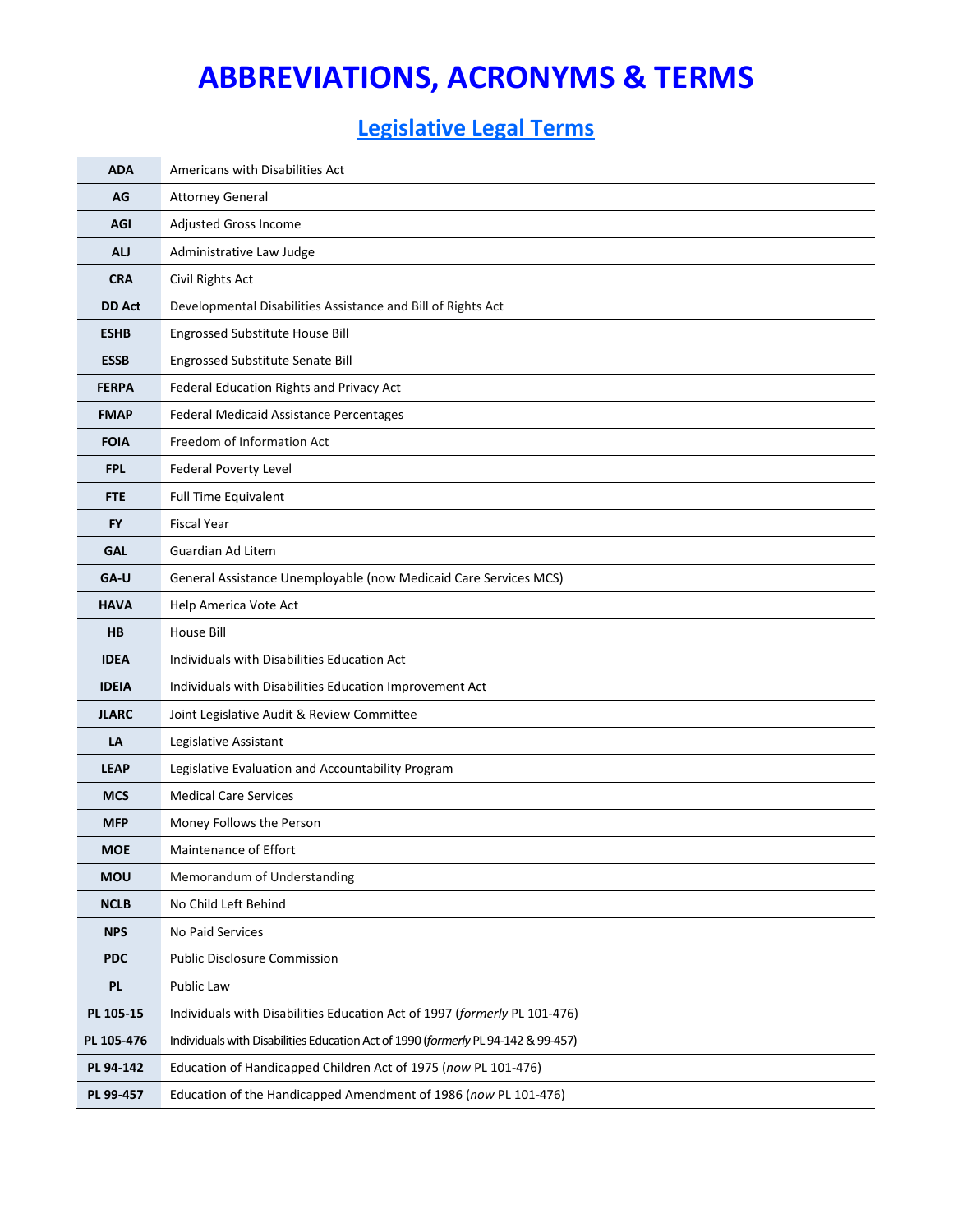# ABBREVIATIONS, ACRONYMS & TERMS

## Legislative Legal Terms

| | |
|---|---|
| **ADA** | Americans with Disabilities Act |
| **AG** | Attorney General |
| **AGI** | Adjusted Gross Income |
| **ALJ** | Administrative Law Judge |
| **CRA** | Civil Rights Act |
| **DD Act** | Developmental Disabilities Assistance and Bill of Rights Act |
| **ESHB** | Engrossed Substitute House Bill |
| **ESSB** | Engrossed Substitute Senate Bill |
| **FERPA** | Federal Education Rights and Privacy Act |
| **FMAP** | Federal Medicaid Assistance Percentages |
| **FOIA** | Freedom of Information Act |
| **FPL** | Federal Poverty Level |
| **FTE** | Full Time Equivalent |
| **FY** | Fiscal Year |
| **GAL** | Guardian Ad Litem |
| **GA-U** | General Assistance Unemployable (now Medicaid Care Services MCS) |
| **HAVA** | Help America Vote Act |
| **HB** | House Bill |
| **IDEA** | Individuals with Disabilities Education Act |
| **IDEIA** | Individuals with Disabilities Education Improvement Act |
| **JLARC** | Joint Legislative Audit & Review Committee |
| **LA** | Legislative Assistant |
| **LEAP** | Legislative Evaluation and Accountability Program |
| **MCS** | Medical Care Services |
| **MFP** | Money Follows the Person |
| **MOE** | Maintenance of Effort |
| **MOU** | Memorandum of Understanding |
| **NCLB** | No Child Left Behind |
| **NPS** | No Paid Services |
| **PDC** | Public Disclosure Commission |
| **PL** | Public Law |
| **PL 105-15** | Individuals with Disabilities Education Act of 1997 (*formerly* PL 101-476) |
| **PL 105-476** | Individuals with Disabilities Education Act of 1990 (*formerly* PL 94-142 & 99-457) |
| **PL 94-142** | Education of Handicapped Children Act of 1975 (*now* PL 101-476) |
| **PL 99-457** | Education of the Handicapped Amendment of 1986 (*now* PL 101-476) |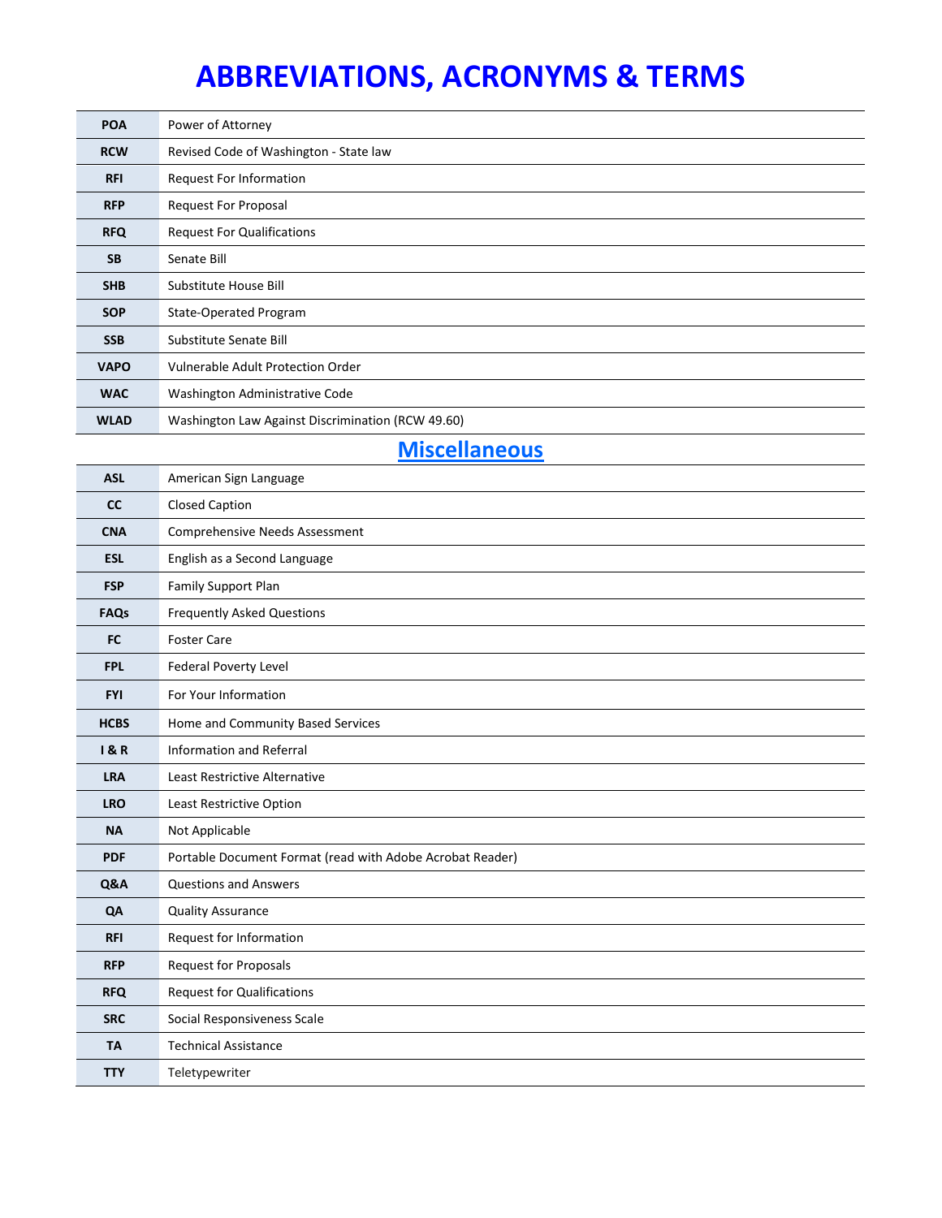# ABBREVIATIONS, ACRONYMS & TERMS

| | |
|---|---|
| **POA** | Power of Attorney |
| **RCW** | Revised Code of Washington - State law |
| **RFI** | Request For Information |
| **RFP** | Request For Proposal |
| **RFQ** | Request For Qualifications |
| **SB** | Senate Bill |
| **SHB** | Substitute House Bill |
| **SOP** | State-Operated Program |
| **SSB** | Substitute Senate Bill |
| **VAPO** | Vulnerable Adult Protection Order |
| **WAC** | Washington Administrative Code |
| **WLAD** | Washington Law Against Discrimination (RCW 49.60) |

## Miscellaneous

| | |
|---|---|
| **ASL** | American Sign Language |
| **CC** | Closed Caption |
| **CNA** | Comprehensive Needs Assessment |
| **ESL** | English as a Second Language |
| **FSP** | Family Support Plan |
| **FAQs** | Frequently Asked Questions |
| **FC** | Foster Care |
| **FPL** | Federal Poverty Level |
| **FYI** | For Your Information |
| **HCBS** | Home and Community Based Services |
| **I & R** | Information and Referral |
| **LRA** | Least Restrictive Alternative |
| **LRO** | Least Restrictive Option |
| **NA** | Not Applicable |
| **PDF** | Portable Document Format (read with Adobe Acrobat Reader) |
| **Q&A** | Questions and Answers |
| **QA** | Quality Assurance |
| **RFI** | Request for Information |
| **RFP** | Request for Proposals |
| **RFQ** | Request for Qualifications |
| **SRC** | Social Responsiveness Scale |
| **TA** | Technical Assistance |
| **TTY** | Teletypewriter |